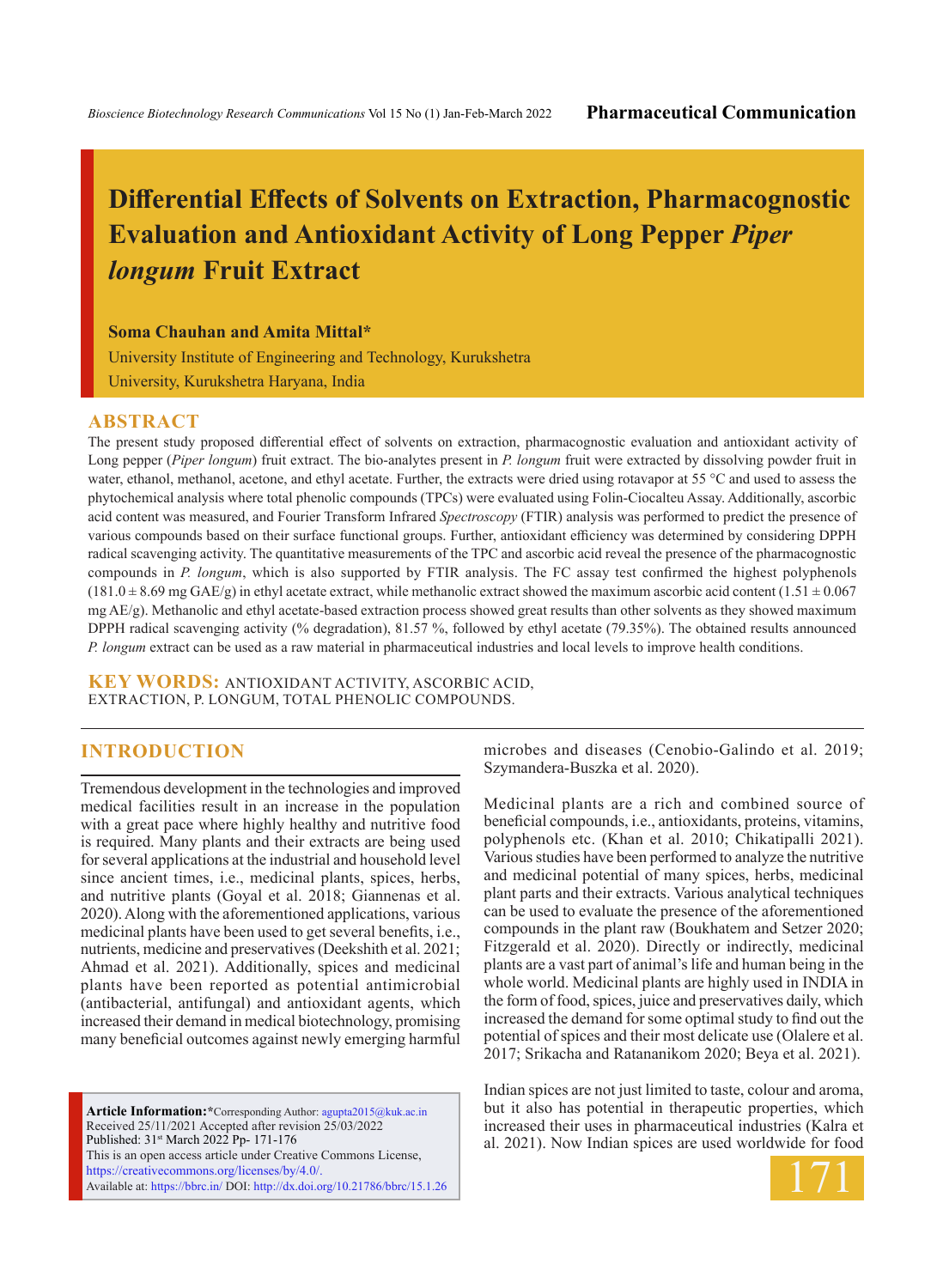Pharmaceutical Communication

# Differential Effects of Solvents on Extraction, Pharmacognostic Evaluation and Antioxidant Activity of Long Pepper *Piper longum* Fruit Extract

**Soma Chauhan and Amita Mittal***

University Institute of Engineering and Technology, Kurukshetra University, Kurukshetra Haryana, India

## ABSTRACT

The present study proposed differential effect of solvents on extraction, pharmacognostic evaluation and antioxidant activity of Long pepper (*Piper longum*) fruit extract. The bio-analytes present in *P. longum* fruit were extracted by dissolving powder fruit in water, ethanol, methanol, acetone, and ethyl acetate. Further, the extracts were dried using rotavapor at 55 °C and used to assess the phytochemical analysis where total phenolic compounds (TPCs) were evaluated using Folin-Ciocalteu Assay. Additionally, ascorbic acid content was measured, and Fourier Transform Infrared *Spectroscopy* (FTIR) analysis was performed to predict the presence of various compounds based on their surface functional groups. Further, antioxidant efficiency was determined by considering DPPH radical scavenging activity. The quantitative measurements of the TPC and ascorbic acid reveal the presence of the pharmacognostic compounds in *P. longum*, which is also supported by FTIR analysis. The FC assay test confirmed the highest polyphenols (181.0 ± 8.69 mg GAE/g) in ethyl acetate extract, while methanolic extract showed the maximum ascorbic acid content (1.51 ± 0.067 mg AE/g). Methanolic and ethyl acetate-based extraction process showed great results than other solvents as they showed maximum DPPH radical scavenging activity (% degradation), 81.57 %, followed by ethyl acetate (79.35%). The obtained results announced *P. longum* extract can be used as a raw material in pharmaceutical industries and local levels to improve health conditions.

**KEY WORDS:** ANTIOXIDANT ACTIVITY, ASCORBIC ACID, EXTRACTION, P. LONGUM, TOTAL PHENOLIC COMPOUNDS.

## INTRODUCTION

Tremendous development in the technologies and improved medical facilities result in an increase in the population with a great pace where highly healthy and nutritive food is required. Many plants and their extracts are being used for several applications at the industrial and household level since ancient times, i.e., medicinal plants, spices, herbs, and nutritive plants (Goyal et al. 2018; Giannenas et al. 2020). Along with the aforementioned applications, various medicinal plants have been used to get several benefits, i.e., nutrients, medicine and preservatives (Deekshith et al. 2021; Ahmad et al. 2021). Additionally, spices and medicinal plants have been reported as potential antimicrobial (antibacterial, antifungal) and antioxidant agents, which increased their demand in medical biotechnology, promising many beneficial outcomes against newly emerging harmful microbes and diseases (Cenobio-Galindo et al. 2019; Szymandera-Buszka et al. 2020).

Medicinal plants are a rich and combined source of beneficial compounds, i.e., antioxidants, proteins, vitamins, polyphenols etc. (Khan et al. 2010; Chikatipalli 2021). Various studies have been performed to analyze the nutritive and medicinal potential of many spices, herbs, medicinal plant parts and their extracts. Various analytical techniques can be used to evaluate the presence of the aforementioned compounds in the plant raw (Boukhatem and Setzer 2020; Fitzgerald et al. 2020). Directly or indirectly, medicinal plants are a vast part of animal's life and human being in the whole world. Medicinal plants are highly used in INDIA in the form of food, spices, juice and preservatives daily, which increased the demand for some optimal study to find out the potential of spices and their most delicate use (Olalere et al. 2017; Srikacha and Ratananikom 2020; Beya et al. 2021).

Indian spices are not just limited to taste, colour and aroma, but it also has potential in therapeutic properties, which increased their uses in pharmaceutical industries (Kalra et al. 2021). Now Indian spices are used worldwide for food

**Article Information:***Corresponding Author: agupta2015@kuk.ac.in
Received 25/11/2021 Accepted after revision 25/03/2022
Published: 31st March 2022 Pp- 171-176
This is an open access article under Creative Commons License, https://creativecommons.org/licenses/by/4.0/.
Available at: https://bbrc.in/ DOI: http://dx.doi.org/10.21786/bbrc/15.1.26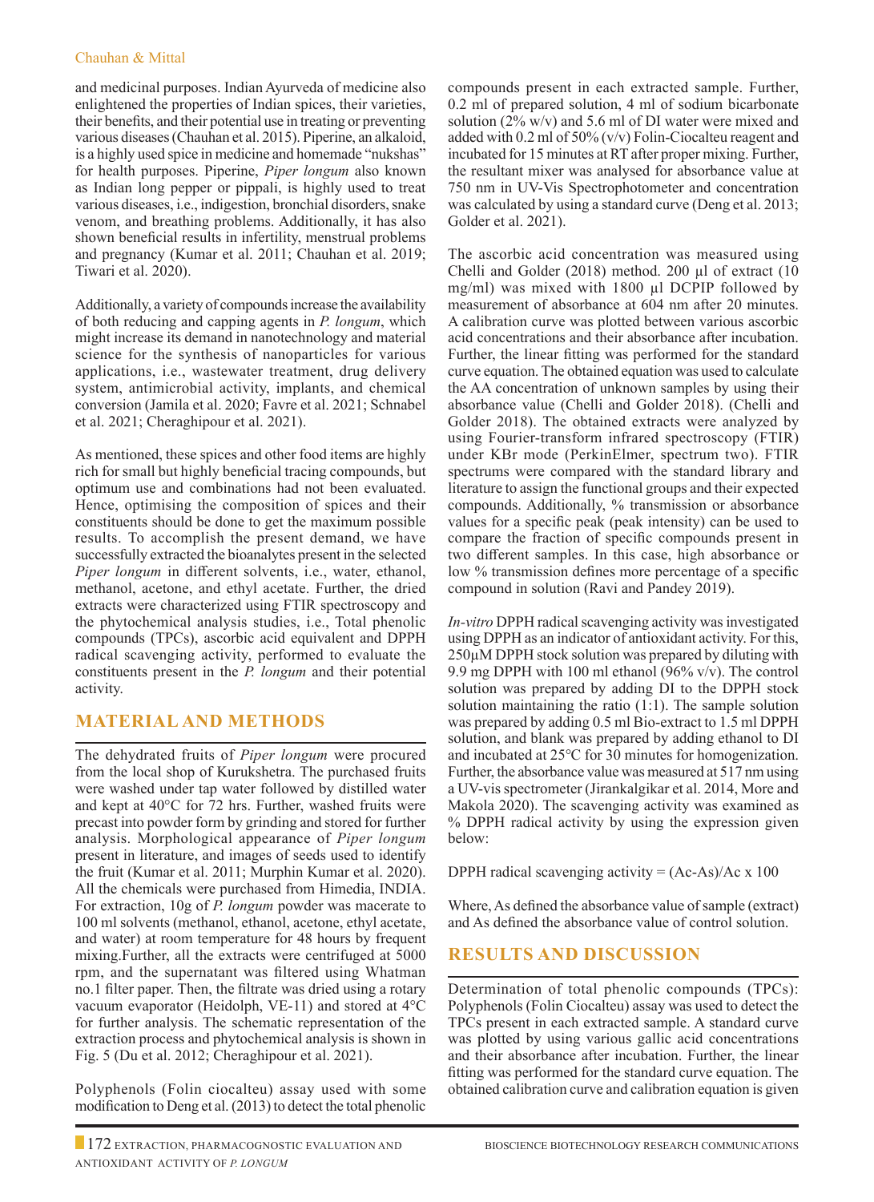and medicinal purposes. Indian Ayurveda of medicine also enlightened the properties of Indian spices, their varieties, their benefits, and their potential use in treating or preventing various diseases (Chauhan et al. 2015). Piperine, an alkaloid, is a highly used spice in medicine and homemade "nukshas" for health purposes. Piperine, *Piper longum* also known as Indian long pepper or pippali, is highly used to treat various diseases, i.e., indigestion, bronchial disorders, snake venom, and breathing problems. Additionally, it has also shown beneficial results in infertility, menstrual problems and pregnancy (Kumar et al. 2011; Chauhan et al. 2019; Tiwari et al. 2020).

Additionally, a variety of compounds increase the availability of both reducing and capping agents in *P. longum*, which might increase its demand in nanotechnology and material science for the synthesis of nanoparticles for various applications, i.e., wastewater treatment, drug delivery system, antimicrobial activity, implants, and chemical conversion (Jamila et al. 2020; Favre et al. 2021; Schnabel et al. 2021; Cheraghipour et al. 2021).

As mentioned, these spices and other food items are highly rich for small but highly beneficial tracing compounds, but optimum use and combinations had not been evaluated. Hence, optimising the composition of spices and their constituents should be done to get the maximum possible results. To accomplish the present demand, we have successfully extracted the bioanalytes present in the selected *Piper longum* in different solvents, i.e., water, ethanol, methanol, acetone, and ethyl acetate. Further, the dried extracts were characterized using FTIR spectroscopy and the phytochemical analysis studies, i.e., Total phenolic compounds (TPCs), ascorbic acid equivalent and DPPH radical scavenging activity, performed to evaluate the constituents present in the *P. longum* and their potential activity.

## MATERIAL AND METHODS

The dehydrated fruits of *Piper longum* were procured from the local shop of Kurukshetra. The purchased fruits were washed under tap water followed by distilled water and kept at 40°C for 72 hrs. Further, washed fruits were precast into powder form by grinding and stored for further analysis. Morphological appearance of *Piper longum* present in literature, and images of seeds used to identify the fruit (Kumar et al. 2011; Murphin Kumar et al. 2020). All the chemicals were purchased from Himedia, INDIA. For extraction, 10g of *P. longum* powder was macerate to 100 ml solvents (methanol, ethanol, acetone, ethyl acetate, and water) at room temperature for 48 hours by frequent mixing.Further, all the extracts were centrifuged at 5000 rpm, and the supernatant was filtered using Whatman no.1 filter paper. Then, the filtrate was dried using a rotary vacuum evaporator (Heidolph, VE-11) and stored at 4°C for further analysis. The schematic representation of the extraction process and phytochemical analysis is shown in Fig. 5 (Du et al. 2012; Cheraghipour et al. 2021).

Polyphenols (Folin ciocalteu) assay used with some modification to Deng et al. (2013) to detect the total phenolic compounds present in each extracted sample. Further, 0.2 ml of prepared solution, 4 ml of sodium bicarbonate solution (2% w/v) and 5.6 ml of DI water were mixed and added with 0.2 ml of 50% (v/v) Folin-Ciocalteu reagent and incubated for 15 minutes at RT after proper mixing. Further, the resultant mixer was analysed for absorbance value at 750 nm in UV-Vis Spectrophotometer and concentration was calculated by using a standard curve (Deng et al. 2013; Golder et al. 2021).

The ascorbic acid concentration was measured using Chelli and Golder (2018) method. 200 µl of extract (10 mg/ml) was mixed with 1800 µl DCPIP followed by measurement of absorbance at 604 nm after 20 minutes. A calibration curve was plotted between various ascorbic acid concentrations and their absorbance after incubation. Further, the linear fitting was performed for the standard curve equation. The obtained equation was used to calculate the AA concentration of unknown samples by using their absorbance value (Chelli and Golder 2018). (Chelli and Golder 2018). The obtained extracts were analyzed by using Fourier-transform infrared spectroscopy (FTIR) under KBr mode (PerkinElmer, spectrum two). FTIR spectrums were compared with the standard library and literature to assign the functional groups and their expected compounds. Additionally, % transmission or absorbance values for a specific peak (peak intensity) can be used to compare the fraction of specific compounds present in two different samples. In this case, high absorbance or low % transmission defines more percentage of a specific compound in solution (Ravi and Pandey 2019).

*In-vitro* DPPH radical scavenging activity was investigated using DPPH as an indicator of antioxidant activity. For this, 250µM DPPH stock solution was prepared by diluting with 9.9 mg DPPH with 100 ml ethanol (96% v/v). The control solution was prepared by adding DI to the DPPH stock solution maintaining the ratio (1:1). The sample solution was prepared by adding 0.5 ml Bio-extract to 1.5 ml DPPH solution, and blank was prepared by adding ethanol to DI and incubated at 25°C for 30 minutes for homogenization. Further, the absorbance value was measured at 517 nm using a UV-vis spectrometer (Jirankalgikar et al. 2014, More and Makola 2020). The scavenging activity was examined as % DPPH radical activity by using the expression given below:

$$\text{DPPH radical scavenging activity} = (A_c - A_s)/A_c \times 100$$

Where, As defined the absorbance value of sample (extract) and As defined the absorbance value of control solution.

## RESULTS AND DISCUSSION

Determination of total phenolic compounds (TPCs): Polyphenols (Folin Ciocalteu) assay was used to detect the TPCs present in each extracted sample. A standard curve was plotted by using various gallic acid concentrations and their absorbance after incubation. Further, the linear fitting was performed for the standard curve equation. The obtained calibration curve and calibration equation is given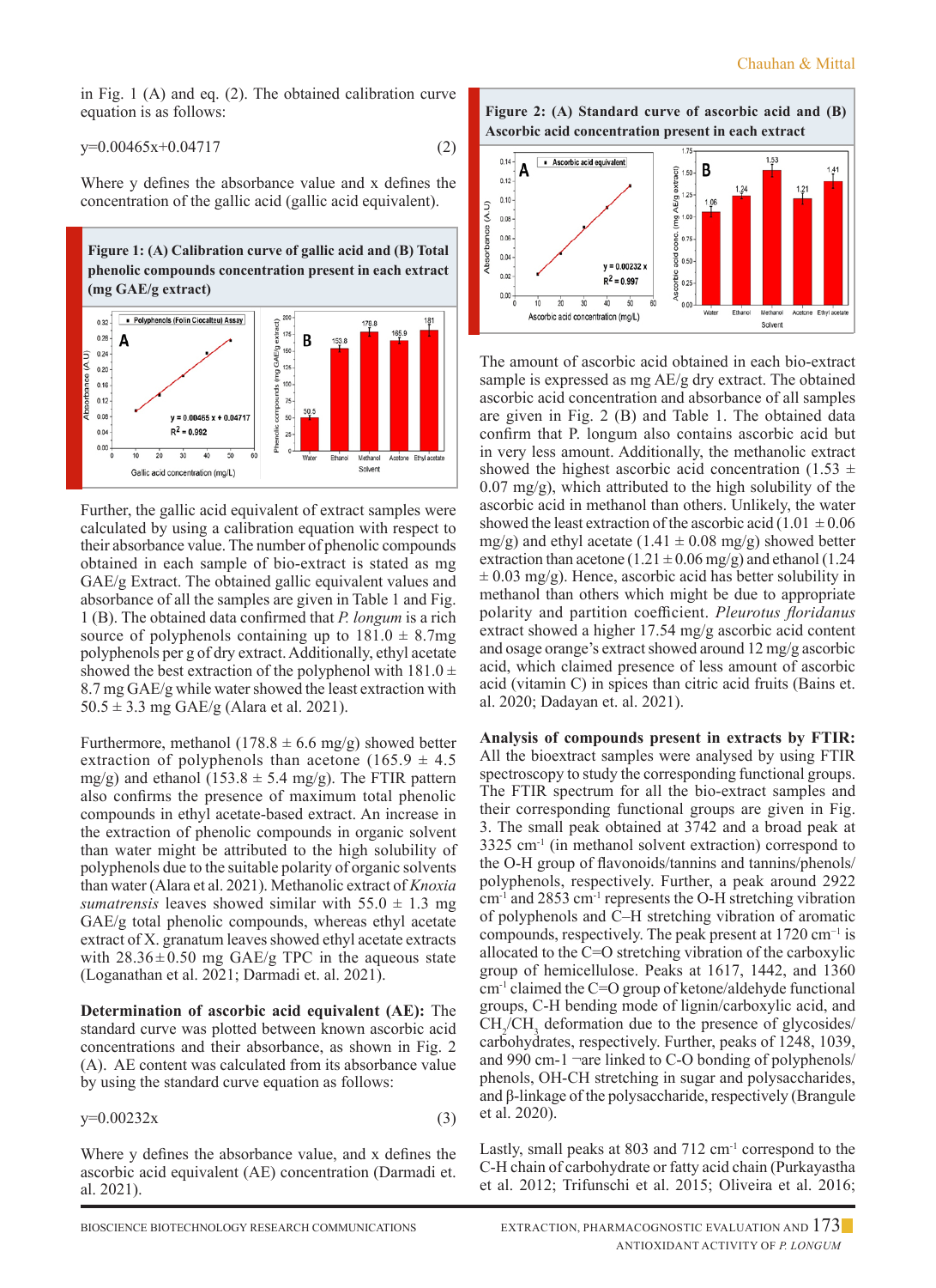in Fig. 1 (A) and eq. (2). The obtained calibration curve equation is as follows:

$$y=0.00465x+0.04717 \quad (2)$$

Where y defines the absorbance value and x defines the concentration of the gallic acid (gallic acid equivalent).

**Figure 1: (A) Calibration curve of gallic acid and (B) Total phenolic compounds concentration present in each extract (mg GAE/g extract)**

Further, the gallic acid equivalent of extract samples were calculated by using a calibration equation with respect to their absorbance value. The number of phenolic compounds obtained in each sample of bio-extract is stated as mg GAE/g Extract. The obtained gallic equivalent values and absorbance of all the samples are given in Table 1 and Fig. 1 (B). The obtained data confirmed that *P. longum* is a rich source of polyphenols containing up to 181.0 ± 8.7mg polyphenols per g of dry extract. Additionally, ethyl acetate showed the best extraction of the polyphenol with 181.0 ± 8.7 mg GAE/g while water showed the least extraction with 50.5 ± 3.3 mg GAE/g (Alara et al. 2021).

Furthermore, methanol (178.8 ± 6.6 mg/g) showed better extraction of polyphenols than acetone (165.9 ± 4.5 mg/g) and ethanol (153.8 ± 5.4 mg/g). The FTIR pattern also confirms the presence of maximum total phenolic compounds in ethyl acetate-based extract. An increase in the extraction of phenolic compounds in organic solvent than water might be attributed to the high solubility of polyphenols due to the suitable polarity of organic solvents than water (Alara et al. 2021). Methanolic extract of *Knoxia sumatrensis* leaves showed similar with 55.0 ± 1.3 mg GAE/g total phenolic compounds, whereas ethyl acetate extract of X. granatum leaves showed ethyl acetate extracts with 28.36±0.50 mg GAE/g TPC in the aqueous state (Loganathan et al. 2021; Darmadi et. al. 2021).

**Determination of ascorbic acid equivalent (AE):** The standard curve was plotted between known ascorbic acid concentrations and their absorbance, as shown in Fig. 2 (A). AE content was calculated from its absorbance value by using the standard curve equation as follows:

$$y=0.00232x \quad (3)$$

Where y defines the absorbance value, and x defines the ascorbic acid equivalent (AE) concentration (Darmadi et. al. 2021).

**Figure 2: (A) Standard curve of ascorbic acid and (B) Ascorbic acid concentration present in each extract**

The amount of ascorbic acid obtained in each bio-extract sample is expressed as mg AE/g dry extract. The obtained ascorbic acid concentration and absorbance of all samples are given in Fig. 2 (B) and Table 1. The obtained data confirm that P. longum also contains ascorbic acid but in very less amount. Additionally, the methanolic extract showed the highest ascorbic acid concentration (1.53 ± 0.07 mg/g), which attributed to the high solubility of the ascorbic acid in methanol than others. Unlikely, the water showed the least extraction of the ascorbic acid (1.01 ± 0.06 mg/g) and ethyl acetate (1.41 ± 0.08 mg/g) showed better extraction than acetone (1.21 ± 0.06 mg/g) and ethanol (1.24 ± 0.03 mg/g). Hence, ascorbic acid has better solubility in methanol than others which might be due to appropriate polarity and partition coefficient. *Pleurotus floridanus* extract showed a higher 17.54 mg/g ascorbic acid content and osage orange's extract showed around 12 mg/g ascorbic acid, which claimed presence of less amount of ascorbic acid (vitamin C) in spices than citric acid fruits (Bains et. al. 2020; Dadayan et. al. 2021).

**Analysis of compounds present in extracts by FTIR:** All the bioextract samples were analysed by using FTIR spectroscopy to study the corresponding functional groups. The FTIR spectrum for all the bio-extract samples and their corresponding functional groups are given in Fig. 3. The small peak obtained at 3742 and a broad peak at 3325 $cm^{-1}$ (in methanol solvent extraction) correspond to the O-H group of flavonoids/tannins and tannins/phenols/polyphenols, respectively. Further, a peak around 2922 $cm^{-1}$ and 2853 $cm^{-1}$ represents the O-H stretching vibration of polyphenols and C–H stretching vibration of aromatic compounds, respectively. The peak present at 1720 $cm^{-1}$ is allocated to the C=O stretching vibration of the carboxylic group of hemicellulose. Peaks at 1617, 1442, and 1360 $cm^{-1}$ claimed the C=O group of ketone/aldehyde functional groups, C-H bending mode of lignin/carboxylic acid, and $CH_2/CH_3$ deformation due to the presence of glycosides/carbohydrates, respectively. Further, peaks of 1248, 1039, and 990 cm-1 ¬are linked to C-O bonding of polyphenols/phenols, OH-CH stretching in sugar and polysaccharides, and β-linkage of the polysaccharide, respectively (Brangule et al. 2020).

Lastly, small peaks at 803 and 712 $cm^{-1}$ correspond to the C-H chain of carbohydrate or fatty acid chain (Purkayastha et al. 2012; Trifunschi et al. 2015; Oliveira et al. 2016;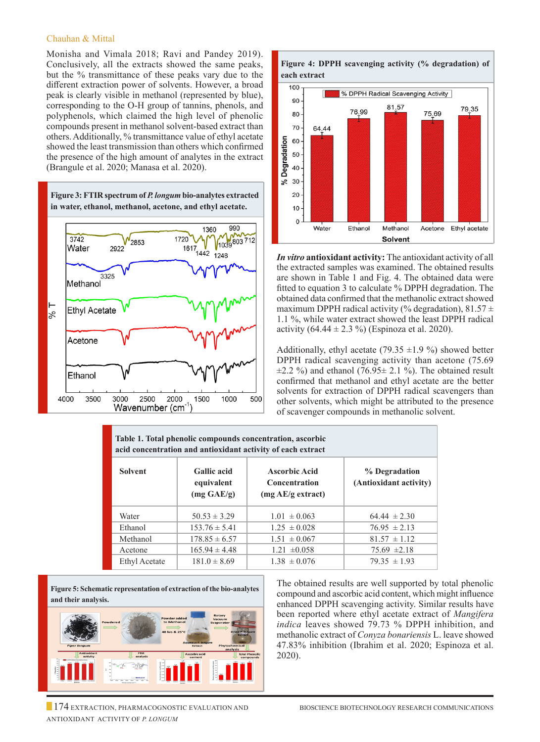Monisha and Vimala 2018; Ravi and Pandey 2019). Conclusively, all the extracts showed the same peaks, but the % transmittance of these peaks vary due to the different extraction power of solvents. However, a broad peak is clearly visible in methanol (represented by blue), corresponding to the O-H group of tannins, phenols, and polyphenols, which claimed the high level of phenolic compounds present in methanol solvent-based extract than others. Additionally, % transmittance value of ethyl acetate showed the least transmission than others which confirmed the presence of the high amount of analytes in the extract (Brangule et al. 2020; Manasa et al. 2020).

**Figure 3: FTIR spectrum of *P. longum* bio-analytes extracted in water, ethanol, methanol, acetone, and ethyl acetate.**

**Figure 4: DPPH scavenging activity (% degradation) of each extract**

***In vitro* antioxidant activity:** The antioxidant activity of all the extracted samples was examined. The obtained results are shown in Table 1 and Fig. 4. The obtained data were fitted to equation 3 to calculate % DPPH degradation. The obtained data confirmed that the methanolic extract showed maximum DPPH radical activity (% degradation), 81.57 ± 1.1 %, while water extract showed the least DPPH radical activity (64.44 ± 2.3 %) (Espinoza et al. 2020).

Additionally, ethyl acetate (79.35 ±1.9 %) showed better DPPH radical scavenging activity than acetone (75.69 ±2.2 %) and ethanol (76.95± 2.1 %). The obtained result confirmed that methanol and ethyl acetate are the better solvents for extraction of DPPH radical scavengers than other solvents, which might be attributed to the presence of scavenger compounds in methanolic solvent.

**Table 1. Total phenolic compounds concentration, ascorbic acid concentration and antioxidant activity of each extract**

| Solvent | Gallic acid equivalent (mg GAE/g) | Ascorbic Acid Concentration (mg AE/g extract) | % Degradation (Antioxidant activity) |
|---|---|---|---|
| Water | 50.53 ± 3.29 | 1.01 ± 0.063 | 64.44 ± 2.30 |
| Ethanol | 153.76 ± 5.41 | 1.25 ± 0.028 | 76.95 ± 2.13 |
| Methanol | 178.85 ± 6.57 | 1.51 ± 0.067 | 81.57 ± 1.12 |
| Acetone | 165.94 ± 4.48 | 1.21 ±0.058 | 75.69 ±2.18 |
| Ethyl Acetate | 181.0 ± 8.69 | 1.38 ± 0.076 | 79.35 ± 1.93 |

**Figure 5: Schematic representation of extraction of the bio-analytes and their analysis.**

The obtained results are well supported by total phenolic compound and ascorbic acid content, which might influence enhanced DPPH scavenging activity. Similar results have been reported where ethyl acetate extract of *Mangifera indica* leaves showed 79.73 % DPPH inhibition, and methanolic extract of *Conyza bonariensis* L. leave showed 47.83% inhibition (Ibrahim et al. 2020; Espinoza et al. 2020).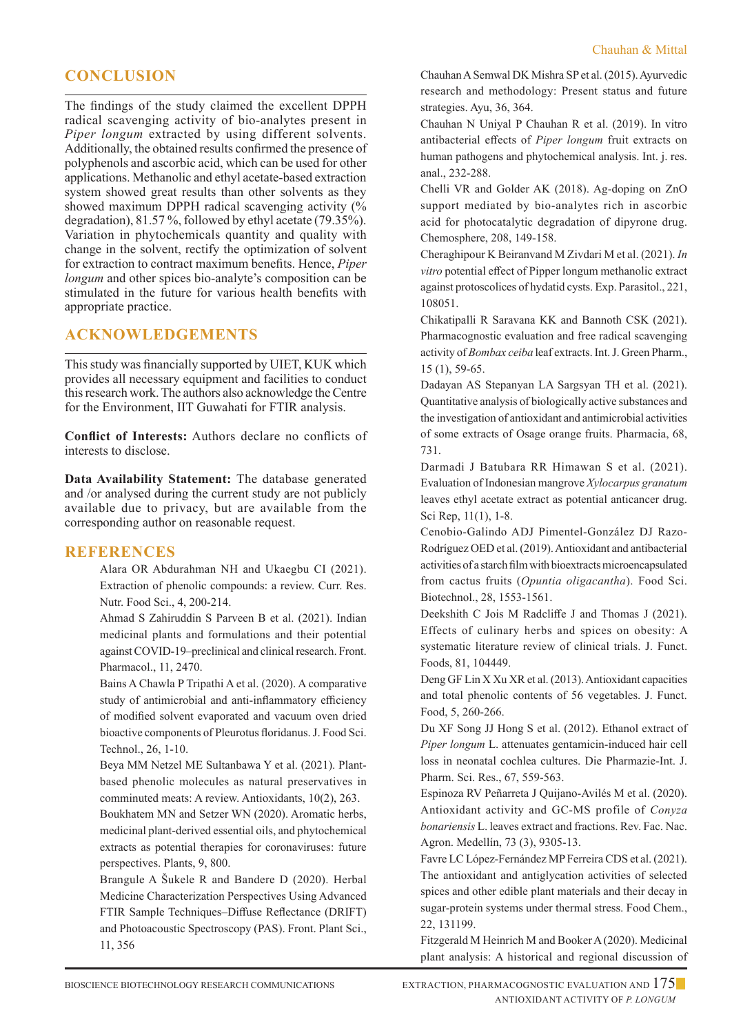## CONCLUSION

The findings of the study claimed the excellent DPPH radical scavenging activity of bio-analytes present in *Piper longum* extracted by using different solvents. Additionally, the obtained results confirmed the presence of polyphenols and ascorbic acid, which can be used for other applications. Methanolic and ethyl acetate-based extraction system showed great results than other solvents as they showed maximum DPPH radical scavenging activity (% degradation), 81.57 %, followed by ethyl acetate (79.35%). Variation in phytochemicals quantity and quality with change in the solvent, rectify the optimization of solvent for extraction to contract maximum benefits. Hence, *Piper longum* and other spices bio-analyte's composition can be stimulated in the future for various health benefits with appropriate practice.

## ACKNOWLEDGEMENTS

This study was financially supported by UIET, KUK which provides all necessary equipment and facilities to conduct this research work. The authors also acknowledge the Centre for the Environment, IIT Guwahati for FTIR analysis.

**Conflict of Interests:** Authors declare no conflicts of interests to disclose.

**Data Availability Statement:** The database generated and /or analysed during the current study are not publicly available due to privacy, but are available from the corresponding author on reasonable request.

## REFERENCES

Alara OR Abdurahman NH and Ukaegbu CI (2021). Extraction of phenolic compounds: a review. Curr. Res. Nutr. Food Sci., 4, 200-214.

Ahmad S Zahiruddin S Parveen B et al. (2021). Indian medicinal plants and formulations and their potential against COVID-19–preclinical and clinical research. Front. Pharmacol., 11, 2470.

Bains A Chawla P Tripathi A et al. (2020). A comparative study of antimicrobial and anti-inflammatory efficiency of modified solvent evaporated and vacuum oven dried bioactive components of Pleurotus floridanus. J. Food Sci. Technol., 26, 1-10.

Beya MM Netzel ME Sultanbawa Y et al. (2021). Plant-based phenolic molecules as natural preservatives in comminuted meats: A review. Antioxidants, 10(2), 263.

Boukhatem MN and Setzer WN (2020). Aromatic herbs, medicinal plant-derived essential oils, and phytochemical extracts as potential therapies for coronaviruses: future perspectives. Plants, 9, 800.

Brangule A Šukele R and Bandere D (2020). Herbal Medicine Characterization Perspectives Using Advanced FTIR Sample Techniques–Diffuse Reflectance (DRIFT) and Photoacoustic Spectroscopy (PAS). Front. Plant Sci., 11, 356

Chauhan A Semwal DK Mishra SP et al. (2015). Ayurvedic research and methodology: Present status and future strategies. Ayu, 36, 364.

Chauhan N Uniyal P Chauhan R et al. (2019). In vitro antibacterial effects of *Piper longum* fruit extracts on human pathogens and phytochemical analysis. Int. j. res. anal., 232-288.

Chelli VR and Golder AK (2018). Ag-doping on ZnO support mediated by bio-analytes rich in ascorbic acid for photocatalytic degradation of dipyrone drug. Chemosphere, 208, 149-158.

Cheraghipour K Beiranvand M Zivdari M et al. (2021). *In vitro* potential effect of Pipper longum methanolic extract against protoscolices of hydatid cysts. Exp. Parasitol., 221, 108051.

Chikatipalli R Saravana KK and Bannoth CSK (2021). Pharmacognostic evaluation and free radical scavenging activity of *Bombax ceiba* leaf extracts. Int. J. Green Pharm., 15 (1), 59-65.

Dadayan AS Stepanyan LA Sargsyan TH et al. (2021). Quantitative analysis of biologically active substances and the investigation of antioxidant and antimicrobial activities of some extracts of Osage orange fruits. Pharmacia, 68, 731.

Darmadi J Batubara RR Himawan S et al. (2021). Evaluation of Indonesian mangrove *Xylocarpus granatum* leaves ethyl acetate extract as potential anticancer drug. Sci Rep, 11(1), 1-8.

Cenobio-Galindo ADJ Pimentel-González DJ Razo-Rodríguez OED et al. (2019). Antioxidant and antibacterial activities of a starch film with bioextracts microencapsulated from cactus fruits (*Opuntia oligacantha*). Food Sci. Biotechnol., 28, 1553-1561.

Deekshith C Jois M Radcliffe J and Thomas J (2021). Effects of culinary herbs and spices on obesity: A systematic literature review of clinical trials. J. Funct. Foods, 81, 104449.

Deng GF Lin X Xu XR et al. (2013). Antioxidant capacities and total phenolic contents of 56 vegetables. J. Funct. Food, 5, 260-266.

Du XF Song JJ Hong S et al. (2012). Ethanol extract of *Piper longum* L. attenuates gentamicin-induced hair cell loss in neonatal cochlea cultures. Die Pharmazie-Int. J. Pharm. Sci. Res., 67, 559-563.

Espinoza RV Peñarreta J Quijano-Avilés M et al. (2020). Antioxidant activity and GC-MS profile of *Conyza bonariensis* L. leaves extract and fractions. Rev. Fac. Nac. Agron. Medellín, 73 (3), 9305-13.

Favre LC López-Fernández MP Ferreira CDS et al. (2021). The antioxidant and antiglycation activities of selected spices and other edible plant materials and their decay in sugar-protein systems under thermal stress. Food Chem., 22, 131199.

Fitzgerald M Heinrich M and Booker A (2020). Medicinal plant analysis: A historical and regional discussion of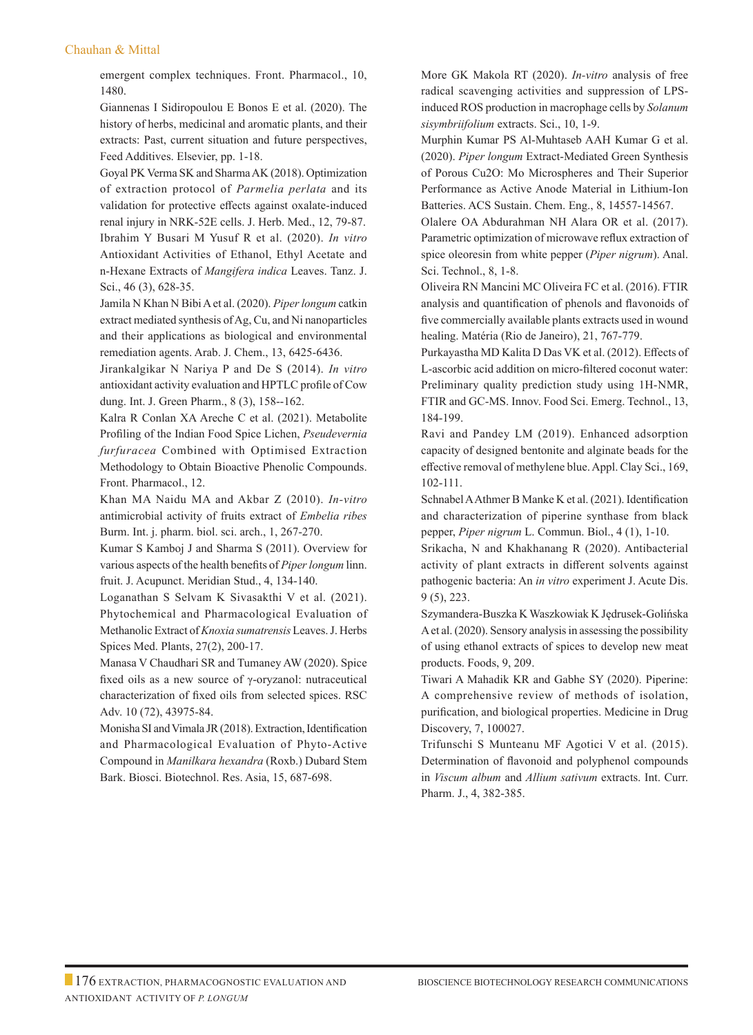emergent complex techniques. Front. Pharmacol., 10, 1480.

Giannenas I Sidiropoulou E Bonos E et al. (2020). The history of herbs, medicinal and aromatic plants, and their extracts: Past, current situation and future perspectives, Feed Additives. Elsevier, pp. 1-18.

Goyal PK Verma SK and Sharma AK (2018). Optimization of extraction protocol of *Parmelia perlata* and its validation for protective effects against oxalate-induced renal injury in NRK-52E cells. J. Herb. Med., 12, 79-87.

Ibrahim Y Busari M Yusuf R et al. (2020). *In vitro* Antioxidant Activities of Ethanol, Ethyl Acetate and n-Hexane Extracts of *Mangifera indica* Leaves. Tanz. J. Sci., 46 (3), 628-35.

Jamila N Khan N Bibi A et al. (2020). *Piper longum* catkin extract mediated synthesis of Ag, Cu, and Ni nanoparticles and their applications as biological and environmental remediation agents. Arab. J. Chem., 13, 6425-6436.

Jirankalgikar N Nariya P and De S (2014). *In vitro* antioxidant activity evaluation and HPTLC profile of Cow dung. Int. J. Green Pharm., 8 (3), 158--162.

Kalra R Conlan XA Areche C et al. (2021). Metabolite Profiling of the Indian Food Spice Lichen, *Pseudevernia furfuracea* Combined with Optimised Extraction Methodology to Obtain Bioactive Phenolic Compounds. Front. Pharmacol., 12.

Khan MA Naidu MA and Akbar Z (2010). *In-vitro* antimicrobial activity of fruits extract of *Embelia ribes* Burm. Int. j. pharm. biol. sci. arch., 1, 267-270.

Kumar S Kamboj J and Sharma S (2011). Overview for various aspects of the health benefits of *Piper longum* linn. fruit. J. Acupunct. Meridian Stud., 4, 134-140.

Loganathan S Selvam K Sivasakthi V et al. (2021). Phytochemical and Pharmacological Evaluation of Methanolic Extract of *Knoxia sumatrensis* Leaves. J. Herbs Spices Med. Plants, 27(2), 200-17.

Manasa V Chaudhari SR and Tumaney AW (2020). Spice fixed oils as a new source of γ-oryzanol: nutraceutical characterization of fixed oils from selected spices. RSC Adv. 10 (72), 43975-84.

Monisha SI and Vimala JR (2018). Extraction, Identification and Pharmacological Evaluation of Phyto-Active Compound in *Manilkara hexandra* (Roxb.) Dubard Stem Bark. Biosci. Biotechnol. Res. Asia, 15, 687-698.

More GK Makola RT (2020). *In-vitro* analysis of free radical scavenging activities and suppression of LPS-induced ROS production in macrophage cells by *Solanum sisymbriifolium* extracts. Sci., 10, 1-9.

Murphin Kumar PS Al-Muhtaseb AAH Kumar G et al. (2020). *Piper longum* Extract-Mediated Green Synthesis of Porous Cu2O: Mo Microspheres and Their Superior Performance as Active Anode Material in Lithium-Ion Batteries. ACS Sustain. Chem. Eng., 8, 14557-14567.

Olalere OA Abdurahman NH Alara OR et al. (2017). Parametric optimization of microwave reflux extraction of spice oleoresin from white pepper (*Piper nigrum*). Anal. Sci. Technol., 8, 1-8.

Oliveira RN Mancini MC Oliveira FC et al. (2016). FTIR analysis and quantification of phenols and flavonoids of five commercially available plants extracts used in wound healing. Matéria (Rio de Janeiro), 21, 767-779.

Purkayastha MD Kalita D Das VK et al. (2012). Effects of L-ascorbic acid addition on micro-filtered coconut water: Preliminary quality prediction study using 1H-NMR, FTIR and GC-MS. Innov. Food Sci. Emerg. Technol., 13, 184-199.

Ravi and Pandey LM (2019). Enhanced adsorption capacity of designed bentonite and alginate beads for the effective removal of methylene blue. Appl. Clay Sci., 169, 102-111.

Schnabel A Athmer B Manke K et al. (2021). Identification and characterization of piperine synthase from black pepper, *Piper nigrum* L. Commun. Biol., 4 (1), 1-10.

Srikacha, N and Khakhanang R (2020). Antibacterial activity of plant extracts in different solvents against pathogenic bacteria: An *in vitro* experiment J. Acute Dis. 9 (5), 223.

Szymandera-Buszka K Waszkowiak K Jędrusek-Golińska A et al. (2020). Sensory analysis in assessing the possibility of using ethanol extracts of spices to develop new meat products. Foods, 9, 209.

Tiwari A Mahadik KR and Gabhe SY (2020). Piperine: A comprehensive review of methods of isolation, purification, and biological properties. Medicine in Drug Discovery, 7, 100027.

Trifunschi S Munteanu MF Agotici V et al. (2015). Determination of flavonoid and polyphenol compounds in *Viscum album* and *Allium sativum* extracts. Int. Curr. Pharm. J., 4, 382-385.